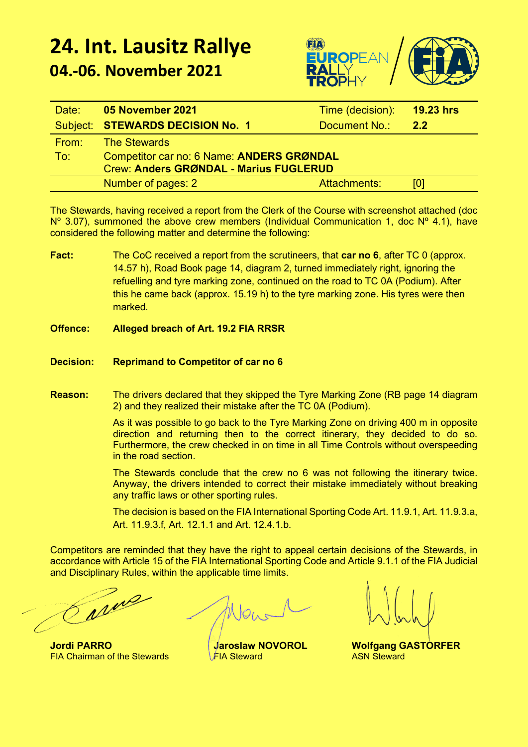# 24. Int. Lausitz Rallye

## 04.-06. November 2021

| Date: | **05 November 2021** | Time (decision): | **19.23 hrs** |
|---|---|---|---|
| Subject: | **STEWARDS DECISION No. 1** | Document No.: | **2.2** |
| From: | The Stewards | | |
| To: | Competitor car no: 6 Name: **ANDERS GRØNDAL** Crew: **Anders GRØNDAL - Marius FUGLERUD** | | |
| | Number of pages: 2 | Attachments: | [0] |

The Stewards, having received a report from the Clerk of the Course with screenshot attached (doc Nº 3.07), summoned the above crew members (Individual Communication 1, doc Nº 4.1), have considered the following matter and determine the following:

**Fact:** The CoC received a report from the scrutineers, that **car no 6**, after TC 0 (approx. 14.57 h), Road Book page 14, diagram 2, turned immediately right, ignoring the refuelling and tyre marking zone, continued on the road to TC 0A (Podium). After this he came back (approx. 15.19 h) to the tyre marking zone. His tyres were then marked.

**Offence: Alleged breach of Art. 19.2 FIA RRSR**

**Decision: Reprimand to Competitor of car no 6**

**Reason:** The drivers declared that they skipped the Tyre Marking Zone (RB page 14 diagram 2) and they realized their mistake after the TC 0A (Podium).

As it was possible to go back to the Tyre Marking Zone on driving 400 m in opposite direction and returning then to the correct itinerary, they decided to do so. Furthermore, the crew checked in on time in all Time Controls without overspeeding in the road section.

The Stewards conclude that the crew no 6 was not following the itinerary twice. Anyway, the drivers intended to correct their mistake immediately without breaking any traffic laws or other sporting rules.

The decision is based on the FIA International Sporting Code Art. 11.9.1, Art. 11.9.3.a, Art. 11.9.3.f, Art. 12.1.1 and Art. 12.4.1.b.

Competitors are reminded that they have the right to appeal certain decisions of the Stewards, in accordance with Article 15 of the FIA International Sporting Code and Article 9.1.1 of the FIA Judicial and Disciplinary Rules, within the applicable time limits.

**Jordi PARRO**
FIA Chairman of the Stewards

**Jaroslaw NOVOROL**
FIA Steward

**Wolfgang GASTORFER**
ASN Steward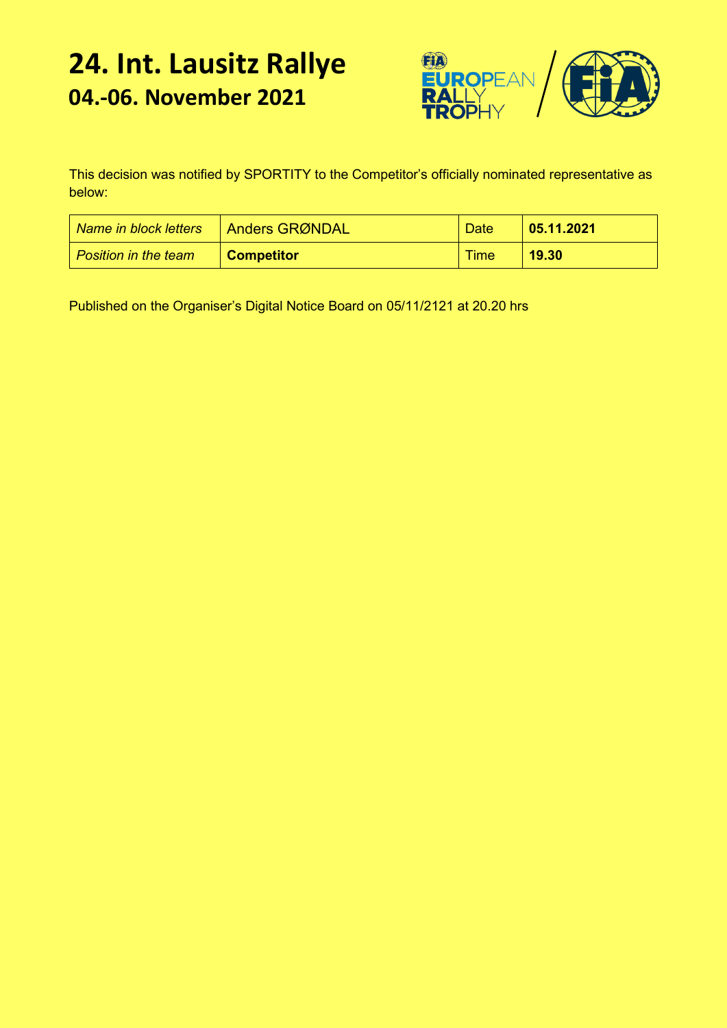# 24. Int. Lausitz Rallye

## 04.-06. November 2021

This decision was notified by SPORTITY to the Competitor's officially nominated representative as below:

| | | | |
|---|---|---|---|
| *Name in block letters* | Anders GRØNDAL | Date | **05.11.2021** |
| *Position in the team* | **Competitor** | Time | **19.30** |

Published on the Organiser's Digital Notice Board on 05/11/2121 at 20.20 hrs